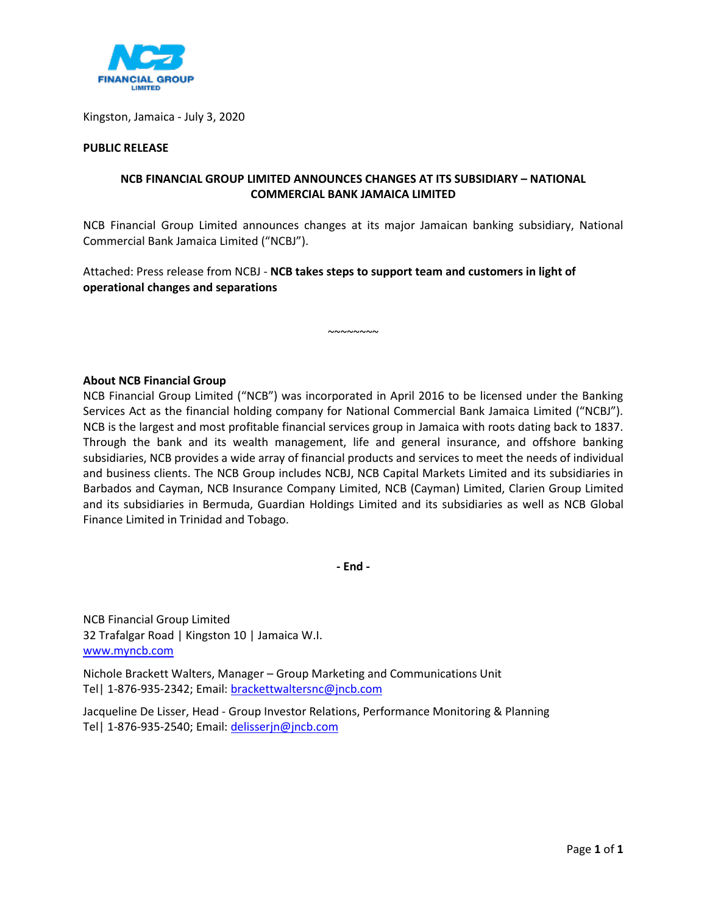Kingston, Jamaica - July 3, 2020

**PUBLIC RELEASE**

**NCB FINANCIAL GROUP LIMITED ANNOUNCES CHANGES AT ITS SUBSIDIARY – NATIONAL COMMERCIAL BANK JAMAICA LIMITED**

NCB Financial Group Limited announces changes at its major Jamaican banking subsidiary, National Commercial Bank Jamaica Limited ("NCBJ").

Attached: Press release from NCBJ - **NCB takes steps to support team and customers in light of operational changes and separations**

~~~~~~~~

**About NCB Financial Group**

NCB Financial Group Limited ("NCB") was incorporated in April 2016 to be licensed under the Banking Services Act as the financial holding company for National Commercial Bank Jamaica Limited ("NCBJ"). NCB is the largest and most profitable financial services group in Jamaica with roots dating back to 1837. Through the bank and its wealth management, life and general insurance, and offshore banking subsidiaries, NCB provides a wide array of financial products and services to meet the needs of individual and business clients. The NCB Group includes NCBJ, NCB Capital Markets Limited and its subsidiaries in Barbados and Cayman, NCB Insurance Company Limited, NCB (Cayman) Limited, Clarien Group Limited and its subsidiaries in Bermuda, Guardian Holdings Limited and its subsidiaries as well as NCB Global Finance Limited in Trinidad and Tobago.

**- End -**

NCB Financial Group Limited
32 Trafalgar Road | Kingston 10 | Jamaica W.I.
www.myncb.com

Nichole Brackett Walters, Manager – Group Marketing and Communications Unit
Tel| 1-876-935-2342; Email: brackettwaltersnc@jncb.com

Jacqueline De Lisser, Head - Group Investor Relations, Performance Monitoring & Planning
Tel| 1-876-935-2540; Email: delisserjn@jncb.com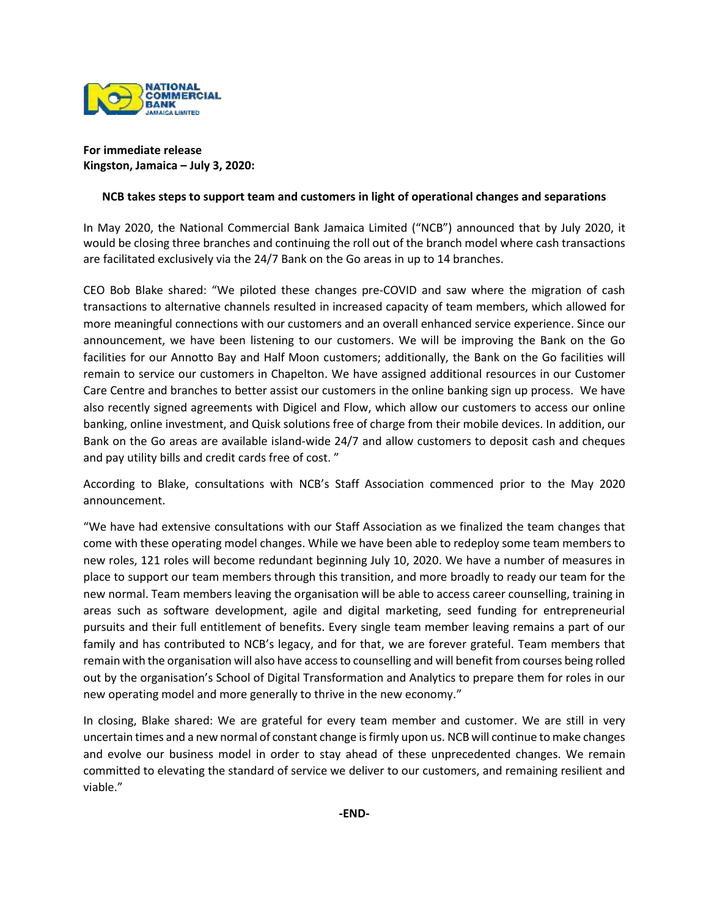**For immediate release**
**Kingston, Jamaica – July 3, 2020:**

**NCB takes steps to support team and customers in light of operational changes and separations**

In May 2020, the National Commercial Bank Jamaica Limited ("NCB") announced that by July 2020, it would be closing three branches and continuing the roll out of the branch model where cash transactions are facilitated exclusively via the 24/7 Bank on the Go areas in up to 14 branches.

CEO Bob Blake shared: "We piloted these changes pre-COVID and saw where the migration of cash transactions to alternative channels resulted in increased capacity of team members, which allowed for more meaningful connections with our customers and an overall enhanced service experience. Since our announcement, we have been listening to our customers. We will be improving the Bank on the Go facilities for our Annotto Bay and Half Moon customers; additionally, the Bank on the Go facilities will remain to service our customers in Chapelton. We have assigned additional resources in our Customer Care Centre and branches to better assist our customers in the online banking sign up process. We have also recently signed agreements with Digicel and Flow, which allow our customers to access our online banking, online investment, and Quisk solutions free of charge from their mobile devices. In addition, our Bank on the Go areas are available island-wide 24/7 and allow customers to deposit cash and cheques and pay utility bills and credit cards free of cost. "

According to Blake, consultations with NCB's Staff Association commenced prior to the May 2020 announcement.

"We have had extensive consultations with our Staff Association as we finalized the team changes that come with these operating model changes. While we have been able to redeploy some team members to new roles, 121 roles will become redundant beginning July 10, 2020. We have a number of measures in place to support our team members through this transition, and more broadly to ready our team for the new normal. Team members leaving the organisation will be able to access career counselling, training in areas such as software development, agile and digital marketing, seed funding for entrepreneurial pursuits and their full entitlement of benefits. Every single team member leaving remains a part of our family and has contributed to NCB's legacy, and for that, we are forever grateful. Team members that remain with the organisation will also have access to counselling and will benefit from courses being rolled out by the organisation's School of Digital Transformation and Analytics to prepare them for roles in our new operating model and more generally to thrive in the new economy."

In closing, Blake shared: We are grateful for every team member and customer. We are still in very uncertain times and a new normal of constant change is firmly upon us. NCB will continue to make changes and evolve our business model in order to stay ahead of these unprecedented changes. We remain committed to elevating the standard of service we deliver to our customers, and remaining resilient and viable."

**-END-**